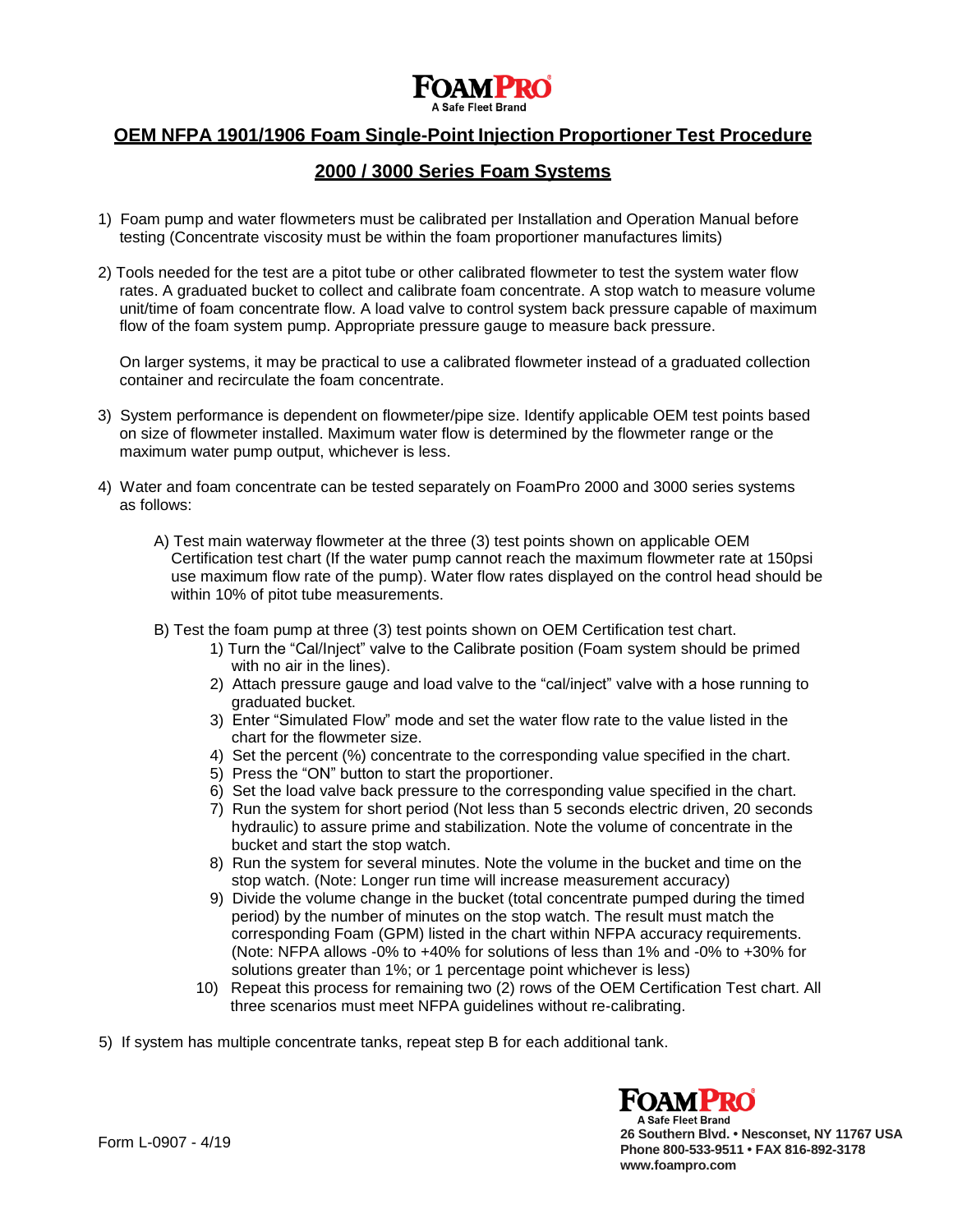**FOAMPRO**
A Safe Fleet Brand

# OEM NFPA 1901/1906 Foam Single-Point Injection Proportioner Test Procedure

## 2000 / 3000 Series Foam Systems

1) Foam pump and water flowmeters must be calibrated per Installation and Operation Manual before testing (Concentrate viscosity must be within the foam proportioner manufactures limits)

2) Tools needed for the test are a pitot tube or other calibrated flowmeter to test the system water flow rates. A graduated bucket to collect and calibrate foam concentrate. A stop watch to measure volume unit/time of foam concentrate flow. A load valve to control system back pressure capable of maximum flow of the foam system pump. Appropriate pressure gauge to measure back pressure.

   On larger systems, it may be practical to use a calibrated flowmeter instead of a graduated collection container and recirculate the foam concentrate.

3) System performance is dependent on flowmeter/pipe size. Identify applicable OEM test points based on size of flowmeter installed. Maximum water flow is determined by the flowmeter range or the maximum water pump output, whichever is less.

4) Water and foam concentrate can be tested separately on FoamPro 2000 and 3000 series systems as follows:

   A) Test main waterway flowmeter at the three (3) test points shown on applicable OEM Certification test chart (If the water pump cannot reach the maximum flowmeter rate at 150psi use maximum flow rate of the pump). Water flow rates displayed on the control head should be within 10% of pitot tube measurements.

   B) Test the foam pump at three (3) test points shown on OEM Certification test chart.
      1) Turn the "Cal/Inject" valve to the Calibrate position (Foam system should be primed with no air in the lines).
      2) Attach pressure gauge and load valve to the "cal/inject" valve with a hose running to graduated bucket.
      3) Enter "Simulated Flow" mode and set the water flow rate to the value listed in the chart for the flowmeter size.
      4) Set the percent (%) concentrate to the corresponding value specified in the chart.
      5) Press the "ON" button to start the proportioner.
      6) Set the load valve back pressure to the corresponding value specified in the chart.
      7) Run the system for short period (Not less than 5 seconds electric driven, 20 seconds hydraulic) to assure prime and stabilization. Note the volume of concentrate in the bucket and start the stop watch.
      8) Run the system for several minutes. Note the volume in the bucket and time on the stop watch. (Note: Longer run time will increase measurement accuracy)
      9) Divide the volume change in the bucket (total concentrate pumped during the timed period) by the number of minutes on the stop watch. The result must match the corresponding Foam (GPM) listed in the chart within NFPA accuracy requirements. (Note: NFPA allows -0% to +40% for solutions of less than 1% and -0% to +30% for solutions greater than 1%; or 1 percentage point whichever is less)
      10) Repeat this process for remaining two (2) rows of the OEM Certification Test chart. All three scenarios must meet NFPA guidelines without re-calibrating.

5) If system has multiple concentrate tanks, repeat step B for each additional tank.

Form L-0907 - 4/19

**FOAMPRO**
A Safe Fleet Brand
**26 Southern Blvd. • Nesconset, NY 11767 USA**
**Phone 800-533-9511 • FAX 816-892-3178**
**www.foampro.com**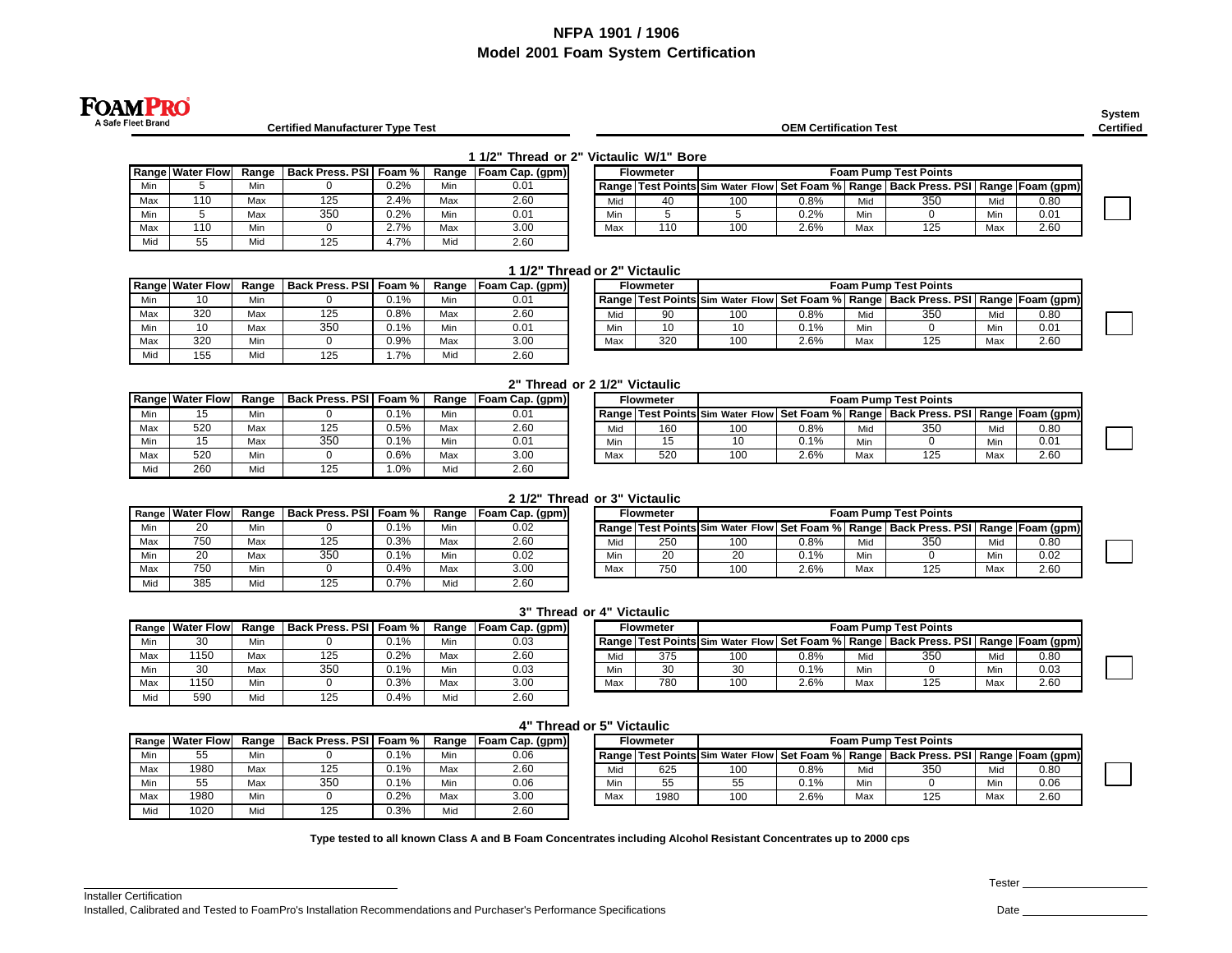# NFPA 1901 / 1906
# Model 2001 Foam System Certification

**FOAMPRO** A Safe Fleet Brand

**Certified Manufacturer Type Test** | **OEM Certification Test** | **System Certified**

### 1 1/2" Thread or 2" Victaulic W/1" Bore

| Range | Water Flow | Range | Back Press. PSI | Foam % | Range | Foam Cap. (gpm) |
|---|---|---|---|---|---|---|
| Min | 5 | Min | 0 | 0.2% | Min | 0.01 |
| Max | 110 | Max | 125 | 2.4% | Max | 2.60 |
| Min | 5 | Max | 350 | 0.2% | Min | 0.01 |
| Max | 110 | Min | 0 | 2.7% | Max | 3.00 |
| Mid | 55 | Mid | 125 | 4.7% | Mid | 2.60 |

| Flowmeter | | Foam Pump Test Points | | | | | | |
|---|---|---|---|---|---|---|---|---|
| Range | Test Points | Sim Water Flow | Set Foam % | Range | Back Press. PSI | Range | Foam (gpm) | System Certified |
| Mid | 40 | 100 | 0.8% | Mid | 350 | Mid | 0.80 | ☐ |
| Min | 5 | 5 | 0.2% | Min | 0 | Min | 0.01 | |
| Max | 110 | 100 | 2.6% | Max | 125 | Max | 2.60 | |

### 1 1/2" Thread or 2" Victaulic

| Range | Water Flow | Range | Back Press. PSI | Foam % | Range | Foam Cap. (gpm) |
|---|---|---|---|---|---|---|
| Min | 10 | Min | 0 | 0.1% | Min | 0.01 |
| Max | 320 | Max | 125 | 0.8% | Max | 2.60 |
| Min | 10 | Max | 350 | 0.1% | Min | 0.01 |
| Max | 320 | Min | 0 | 0.9% | Max | 3.00 |
| Mid | 155 | Mid | 125 | 1.7% | Mid | 2.60 |

| Flowmeter | | Foam Pump Test Points | | | | | | |
|---|---|---|---|---|---|---|---|---|
| Range | Test Points | Sim Water Flow | Set Foam % | Range | Back Press. PSI | Range | Foam (gpm) | System Certified |
| Mid | 90 | 100 | 0.8% | Mid | 350 | Mid | 0.80 | ☐ |
| Min | 10 | 10 | 0.1% | Min | 0 | Min | 0.01 | |
| Max | 320 | 100 | 2.6% | Max | 125 | Max | 2.60 | |

### 2" Thread or 2 1/2" Victaulic

| Range | Water Flow | Range | Back Press. PSI | Foam % | Range | Foam Cap. (gpm) |
|---|---|---|---|---|---|---|
| Min | 15 | Min | 0 | 0.1% | Min | 0.01 |
| Max | 520 | Max | 125 | 0.5% | Max | 2.60 |
| Min | 15 | Max | 350 | 0.1% | Min | 0.01 |
| Max | 520 | Min | 0 | 0.6% | Max | 3.00 |
| Mid | 260 | Mid | 125 | 1.0% | Mid | 2.60 |

| Flowmeter | | Foam Pump Test Points | | | | | | |
|---|---|---|---|---|---|---|---|---|
| Range | Test Points | Sim Water Flow | Set Foam % | Range | Back Press. PSI | Range | Foam (gpm) | System Certified |
| Mid | 160 | 100 | 0.8% | Mid | 350 | Mid | 0.80 | ☐ |
| Min | 15 | 10 | 0.1% | Min | 0 | Min | 0.01 | |
| Max | 520 | 100 | 2.6% | Max | 125 | Max | 2.60 | |

### 2 1/2" Thread or 3" Victaulic

| Range | Water Flow | Range | Back Press. PSI | Foam % | Range | Foam Cap. (gpm) |
|---|---|---|---|---|---|---|
| Min | 20 | Min | 0 | 0.1% | Min | 0.02 |
| Max | 750 | Max | 125 | 0.3% | Max | 2.60 |
| Min | 20 | Max | 350 | 0.1% | Min | 0.02 |
| Max | 750 | Min | 0 | 0.4% | Max | 3.00 |
| Mid | 385 | Mid | 125 | 0.7% | Mid | 2.60 |

| Flowmeter | | Foam Pump Test Points | | | | | | |
|---|---|---|---|---|---|---|---|---|
| Range | Test Points | Sim Water Flow | Set Foam % | Range | Back Press. PSI | Range | Foam (gpm) | System Certified |
| Mid | 250 | 100 | 0.8% | Mid | 350 | Mid | 0.80 | ☐ |
| Min | 20 | 20 | 0.1% | Min | 0 | Min | 0.02 | |
| Max | 750 | 100 | 2.6% | Max | 125 | Max | 2.60 | |

### 3" Thread or 4" Victaulic

| Range | Water Flow | Range | Back Press. PSI | Foam % | Range | Foam Cap. (gpm) |
|---|---|---|---|---|---|---|
| Min | 30 | Min | 0 | 0.1% | Min | 0.03 |
| Max | 1150 | Max | 125 | 0.2% | Max | 2.60 |
| Min | 30 | Max | 350 | 0.1% | Min | 0.03 |
| Max | 1150 | Min | 0 | 0.3% | Max | 3.00 |
| Mid | 590 | Mid | 125 | 0.4% | Mid | 2.60 |

| Flowmeter | | Foam Pump Test Points | | | | | | |
|---|---|---|---|---|---|---|---|---|
| Range | Test Points | Sim Water Flow | Set Foam % | Range | Back Press. PSI | Range | Foam (gpm) | System Certified |
| Mid | 375 | 100 | 0.8% | Mid | 350 | Mid | 0.80 | ☐ |
| Min | 30 | 30 | 0.1% | Min | 0 | Min | 0.03 | |
| Max | 780 | 100 | 2.6% | Max | 125 | Max | 2.60 | |

### 4" Thread or 5" Victaulic

| Range | Water Flow | Range | Back Press. PSI | Foam % | Range | Foam Cap. (gpm) |
|---|---|---|---|---|---|---|
| Min | 55 | Min | 0 | 0.1% | Min | 0.06 |
| Max | 1980 | Max | 125 | 0.1% | Max | 2.60 |
| Min | 55 | Max | 350 | 0.1% | Min | 0.06 |
| Max | 1980 | Min | 0 | 0.2% | Max | 3.00 |
| Mid | 1020 | Mid | 125 | 0.3% | Mid | 2.60 |

| Flowmeter | | Foam Pump Test Points | | | | | | |
|---|---|---|---|---|---|---|---|---|
| Range | Test Points | Sim Water Flow | Set Foam % | Range | Back Press. PSI | Range | Foam (gpm) | System Certified |
| Mid | 625 | 100 | 0.8% | Mid | 350 | Mid | 0.80 | ☐ |
| Min | 55 | 55 | 0.1% | Min | 0 | Min | 0.06 | |
| Max | 1980 | 100 | 2.6% | Max | 125 | Max | 2.60 | |

**Type tested to all known Class A and B Foam Concentrates including Alcohol Resistant Concentrates up to 2000 cps**

Installer Certification ____________________

Installed, Calibrated and Tested to FoamPro's Installation Recommendations and Purchaser's Performance Specifications

Tester ____________________

Date ____________________